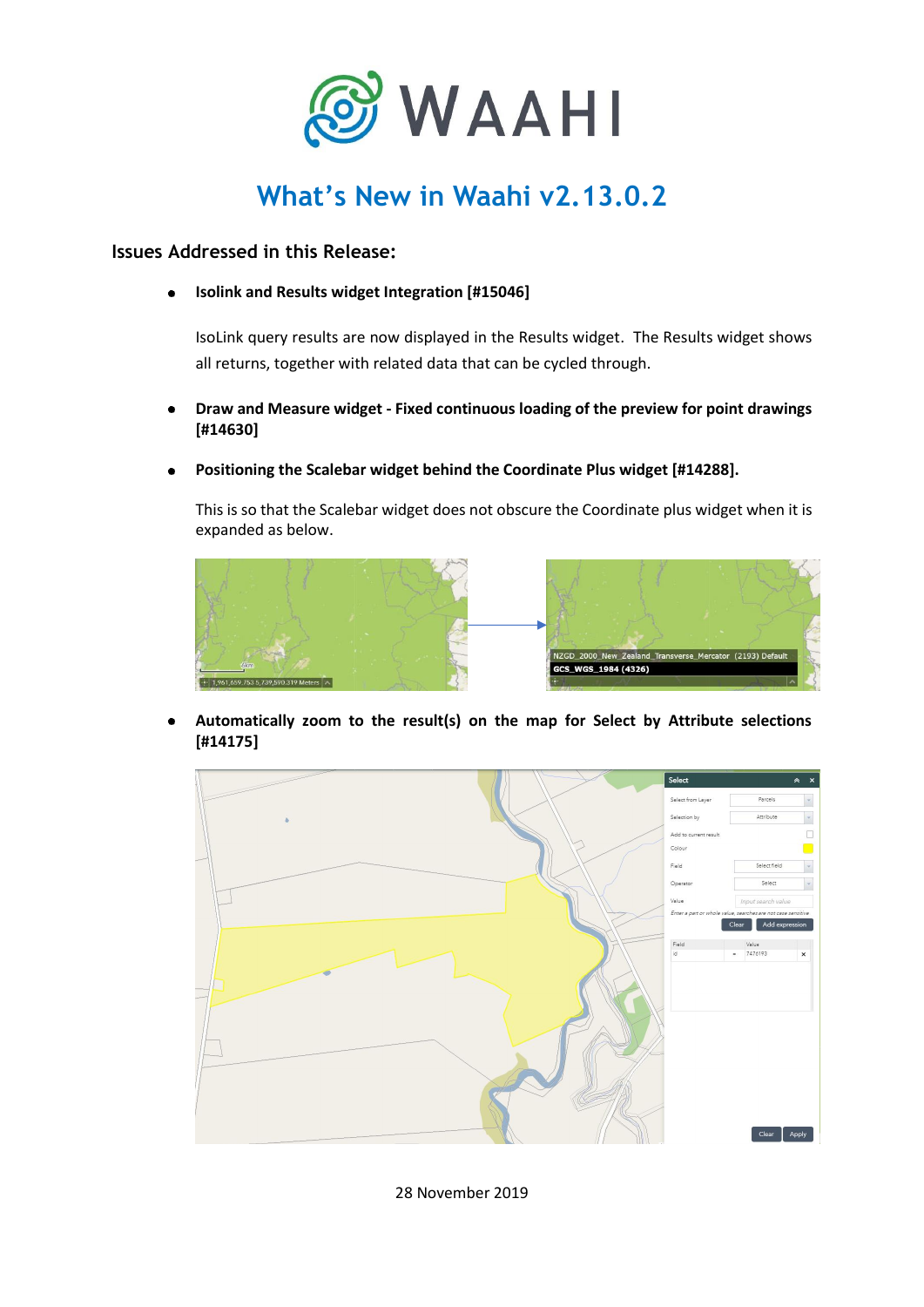# What's New in Waahi v2.13.0.2

## Issues Addressed in this Release:

- **Isolink and Results widget Integration [#15046]**

  IsoLink query results are now displayed in the Results widget. The Results widget shows all returns, together with related data that can be cycled through.

- **Draw and Measure widget - Fixed continuous loading of the preview for point drawings [#14630]**

- **Positioning the Scalebar widget behind the Coordinate Plus widget [#14288].**

  This is so that the Scalebar widget does not obscure the Coordinate plus widget when it is expanded as below.

- **Automatically zoom to the result(s) on the map for Select by Attribute selections [#14175]**

28 November 2019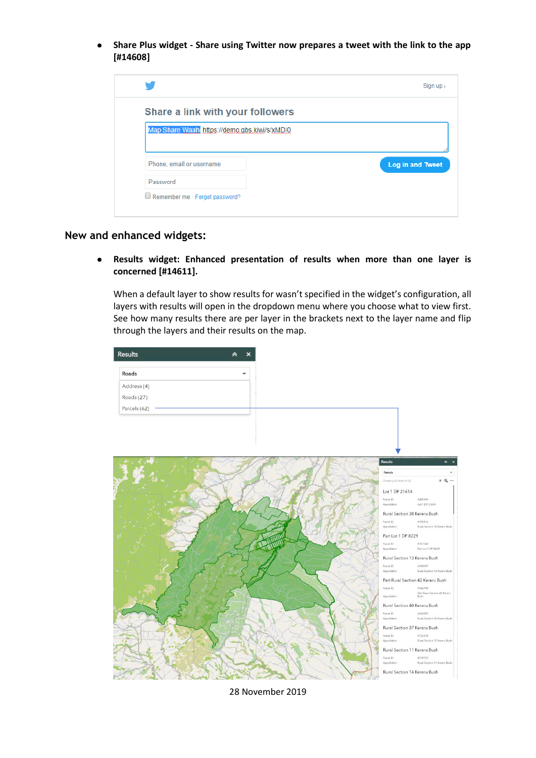- **Share Plus widget - Share using Twitter now prepares a tweet with the link to the app [#14608]**

## New and enhanced widgets:

- **Results widget: Enhanced presentation of results when more than one layer is concerned [#14611].**

  When a default layer to show results for wasn't specified in the widget's configuration, all layers with results will open in the dropdown menu where you choose what to view first. See how many results there are per layer in the brackets next to the layer name and flip through the layers and their results on the map.

28 November 2019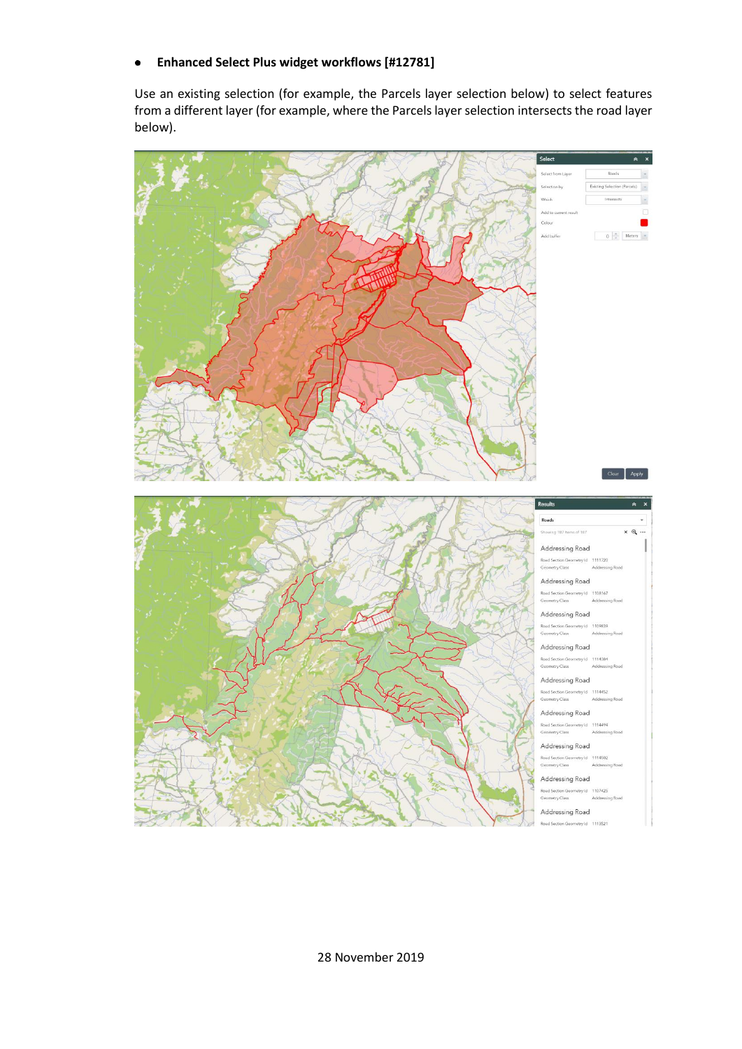- **Enhanced Select Plus widget workflows [#12781]**

Use an existing selection (for example, the Parcels layer selection below) to select features from a different layer (for example, where the Parcels layer selection intersects the road layer below).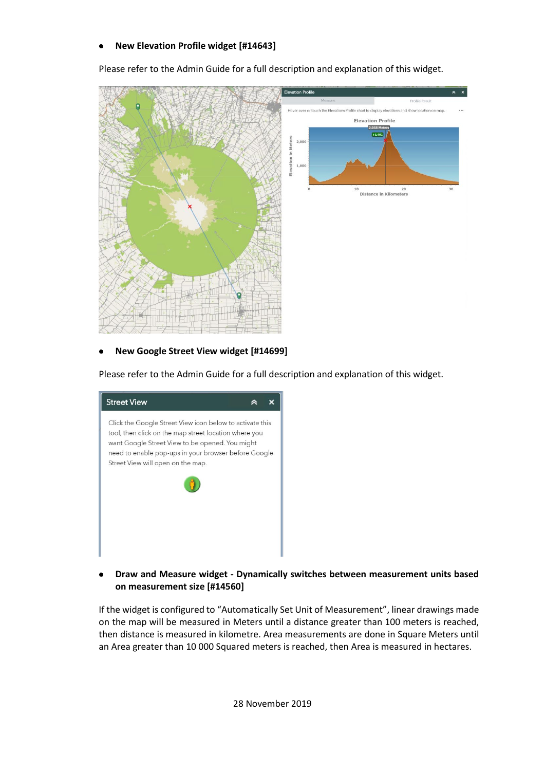- **New Elevation Profile widget [#14643]**

Please refer to the Admin Guide for a full description and explanation of this widget.

- **New Google Street View widget [#14699]**

Please refer to the Admin Guide for a full description and explanation of this widget.

- **Draw and Measure widget - Dynamically switches between measurement units based on measurement size [#14560]**

If the widget is configured to "Automatically Set Unit of Measurement", linear drawings made on the map will be measured in Meters until a distance greater than 100 meters is reached, then distance is measured in kilometre. Area measurements are done in Square Meters until an Area greater than 10 000 Squared meters is reached, then Area is measured in hectares.

28 November 2019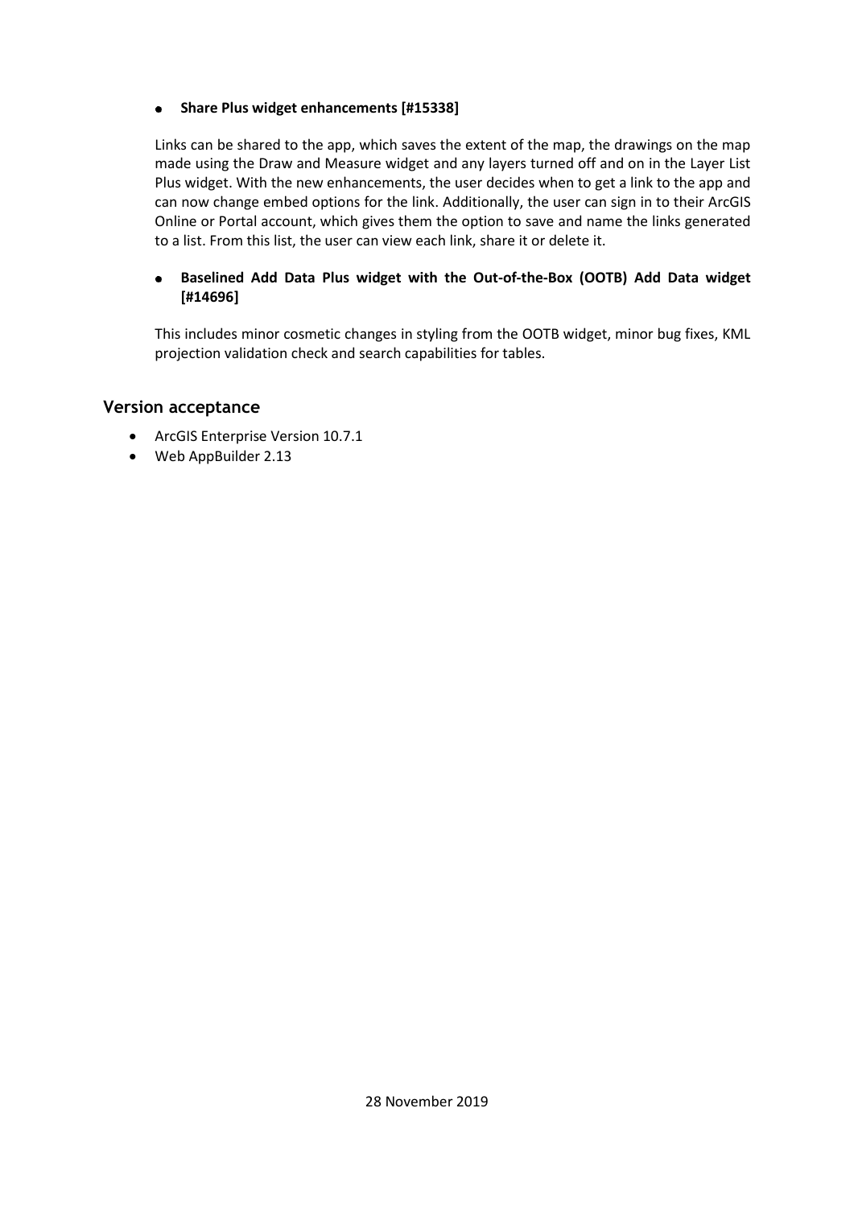- **Share Plus widget enhancements [#15338]**

  Links can be shared to the app, which saves the extent of the map, the drawings on the map made using the Draw and Measure widget and any layers turned off and on in the Layer List Plus widget. With the new enhancements, the user decides when to get a link to the app and can now change embed options for the link. Additionally, the user can sign in to their ArcGIS Online or Portal account, which gives them the option to save and name the links generated to a list. From this list, the user can view each link, share it or delete it.

- **Baselined Add Data Plus widget with the Out-of-the-Box (OOTB) Add Data widget [#14696]**

  This includes minor cosmetic changes in styling from the OOTB widget, minor bug fixes, KML projection validation check and search capabilities for tables.

## Version acceptance

- ArcGIS Enterprise Version 10.7.1
- Web AppBuilder 2.13

28 November 2019